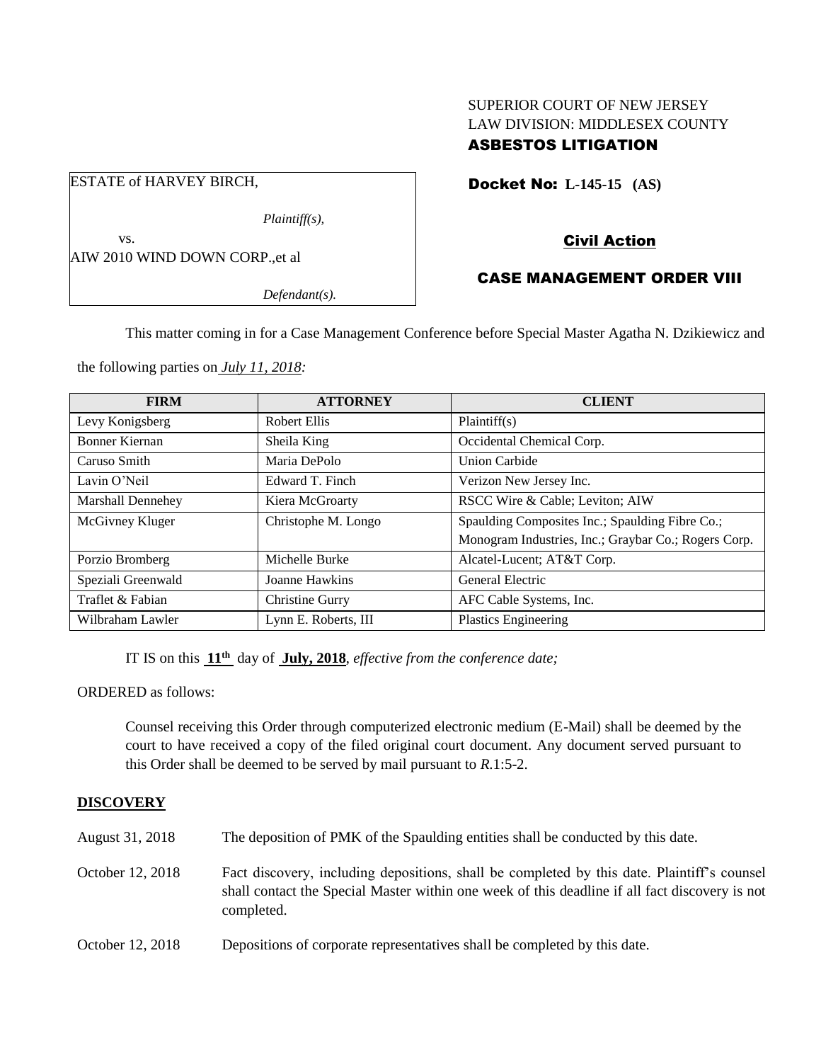SUPERIOR COURT OF NEW JERSEY
LAW DIVISION: MIDDLESEX COUNTY
**ASBESTOS LITIGATION**

ESTATE of HARVEY BIRCH,

*Plaintiff(s),*

vs.

AIW 2010 WIND DOWN CORP.,et al

*Defendant(s).*

**Docket No: L-145-15 (AS)**

**Civil Action**

**CASE MANAGEMENT ORDER VIII**

This matter coming in for a Case Management Conference before Special Master Agatha N. Dzikiewicz and the following parties on ***July 11, 2018:***

| FIRM | ATTORNEY | CLIENT |
|---|---|---|
| Levy Konigsberg | Robert Ellis | Plaintiff(s) |
| Bonner Kiernan | Sheila King | Occidental Chemical Corp. |
| Caruso Smith | Maria DePolo | Union Carbide |
| Lavin O'Neil | Edward T. Finch | Verizon New Jersey Inc. |
| Marshall Dennehey | Kiera McGroarty | RSCC Wire & Cable; Leviton; AIW |
| McGivney Kluger | Christophe M. Longo | Spaulding Composites Inc.; Spaulding Fibre Co.; Monogram Industries, Inc.; Graybar Co.; Rogers Corp. |
| Porzio Bromberg | Michelle Burke | Alcatel-Lucent; AT&T Corp. |
| Speziali Greenwald | Joanne Hawkins | General Electric |
| Traflet & Fabian | Christine Gurry | AFC Cable Systems, Inc. |
| Wilbraham Lawler | Lynn E. Roberts, III | Plastics Engineering |

IT IS on this **11th** day of **July, 2018**, *effective from the conference date;*

ORDERED as follows:

Counsel receiving this Order through computerized electronic medium (E-Mail) shall be deemed by the court to have received a copy of the filed original court document. Any document served pursuant to this Order shall be deemed to be served by mail pursuant to *R*.1:5-2.

**DISCOVERY**

August 31, 2018 The deposition of PMK of the Spaulding entities shall be conducted by this date.

October 12, 2018 Fact discovery, including depositions, shall be completed by this date. Plaintiff's counsel shall contact the Special Master within one week of this deadline if all fact discovery is not completed.

October 12, 2018 Depositions of corporate representatives shall be completed by this date.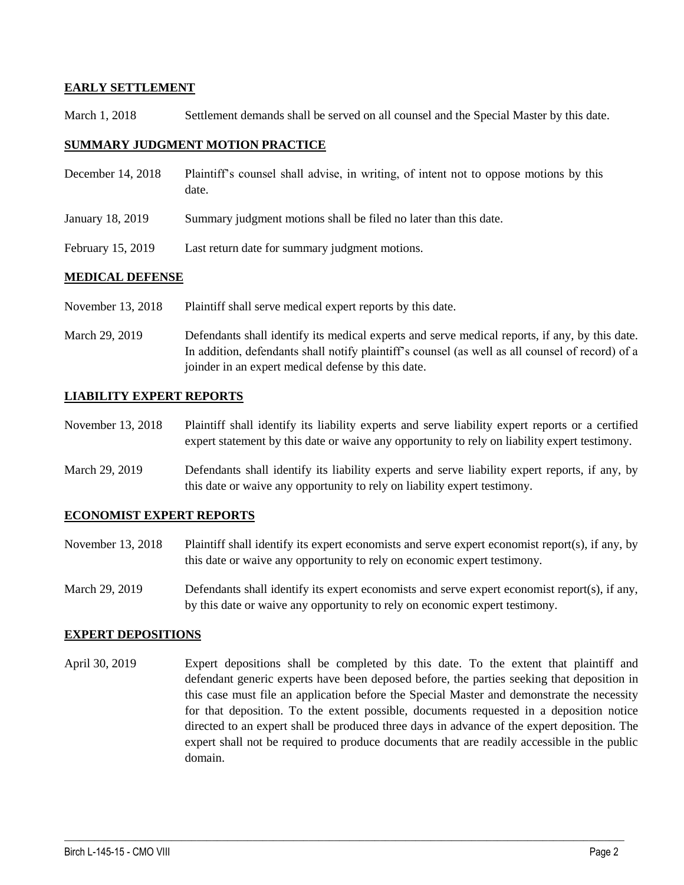## EARLY SETTLEMENT

March 1, 2018 Settlement demands shall be served on all counsel and the Special Master by this date.

## SUMMARY JUDGMENT MOTION PRACTICE

December 14, 2018 Plaintiff's counsel shall advise, in writing, of intent not to oppose motions by this date.

January 18, 2019 Summary judgment motions shall be filed no later than this date.

February 15, 2019 Last return date for summary judgment motions.

## MEDICAL DEFENSE

November 13, 2018 Plaintiff shall serve medical expert reports by this date.

March 29, 2019 Defendants shall identify its medical experts and serve medical reports, if any, by this date. In addition, defendants shall notify plaintiff's counsel (as well as all counsel of record) of a joinder in an expert medical defense by this date.

## LIABILITY EXPERT REPORTS

November 13, 2018 Plaintiff shall identify its liability experts and serve liability expert reports or a certified expert statement by this date or waive any opportunity to rely on liability expert testimony.

March 29, 2019 Defendants shall identify its liability experts and serve liability expert reports, if any, by this date or waive any opportunity to rely on liability expert testimony.

## ECONOMIST EXPERT REPORTS

November 13, 2018 Plaintiff shall identify its expert economists and serve expert economist report(s), if any, by this date or waive any opportunity to rely on economic expert testimony.

March 29, 2019 Defendants shall identify its expert economists and serve expert economist report(s), if any, by this date or waive any opportunity to rely on economic expert testimony.

## EXPERT DEPOSITIONS

April 30, 2019 Expert depositions shall be completed by this date. To the extent that plaintiff and defendant generic experts have been deposed before, the parties seeking that deposition in this case must file an application before the Special Master and demonstrate the necessity for that deposition. To the extent possible, documents requested in a deposition notice directed to an expert shall be produced three days in advance of the expert deposition. The expert shall not be required to produce documents that are readily accessible in the public domain.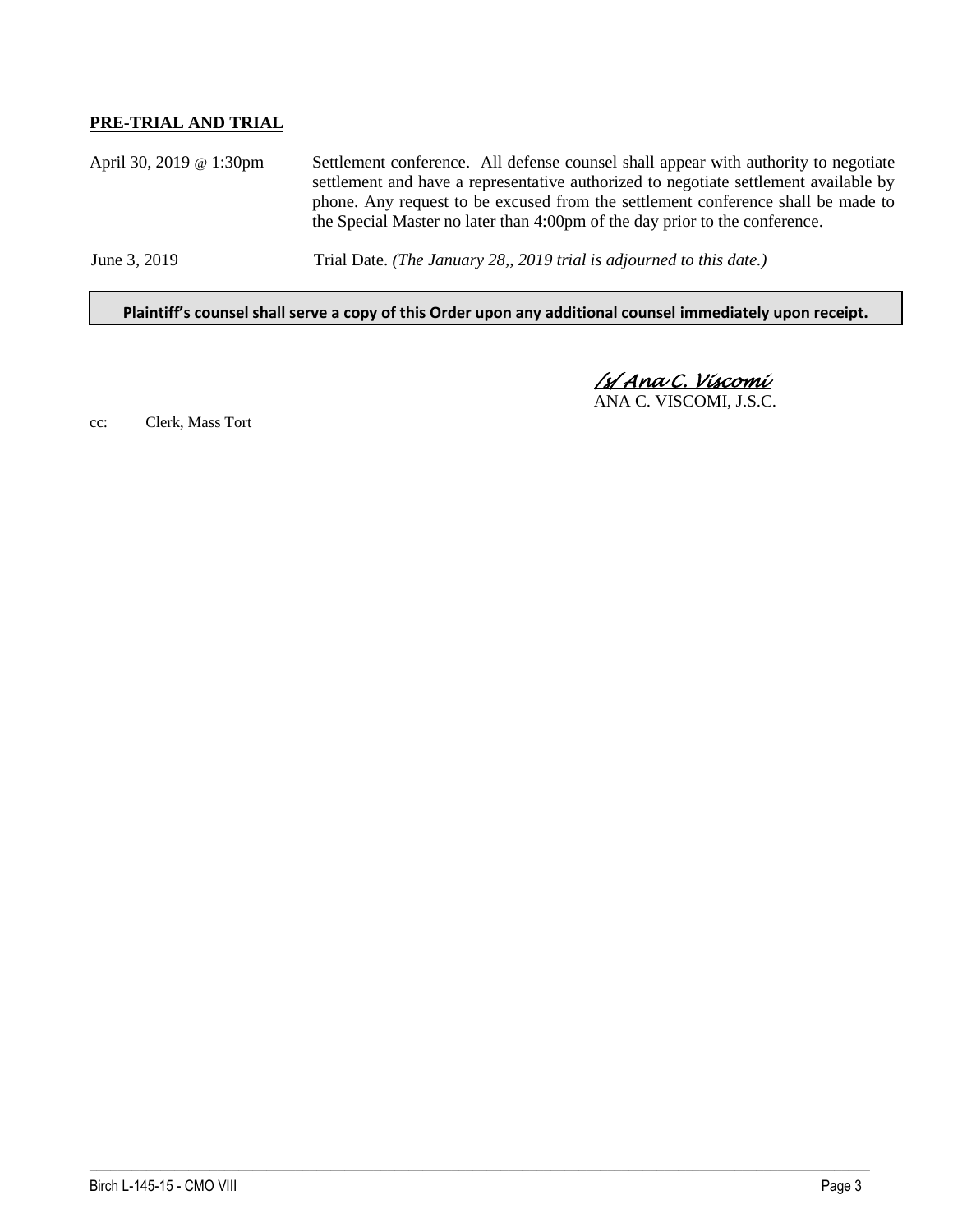**PRE-TRIAL AND TRIAL**

| | |
|---|---|
| April 30, 2019 @ 1:30pm | Settlement conference. All defense counsel shall appear with authority to negotiate settlement and have a representative authorized to negotiate settlement available by phone. Any request to be excused from the settlement conference shall be made to the Special Master no later than 4:00pm of the day prior to the conference. |
| June 3, 2019 | Trial Date. *(The January 28,, 2019 trial is adjourned to this date.)* |

**Plaintiff's counsel shall serve a copy of this Order upon any additional counsel immediately upon receipt.**

*/s/ Ana C. Viscomi*
ANA C. VISCOMI, J.S.C.

cc: Clerk, Mass Tort